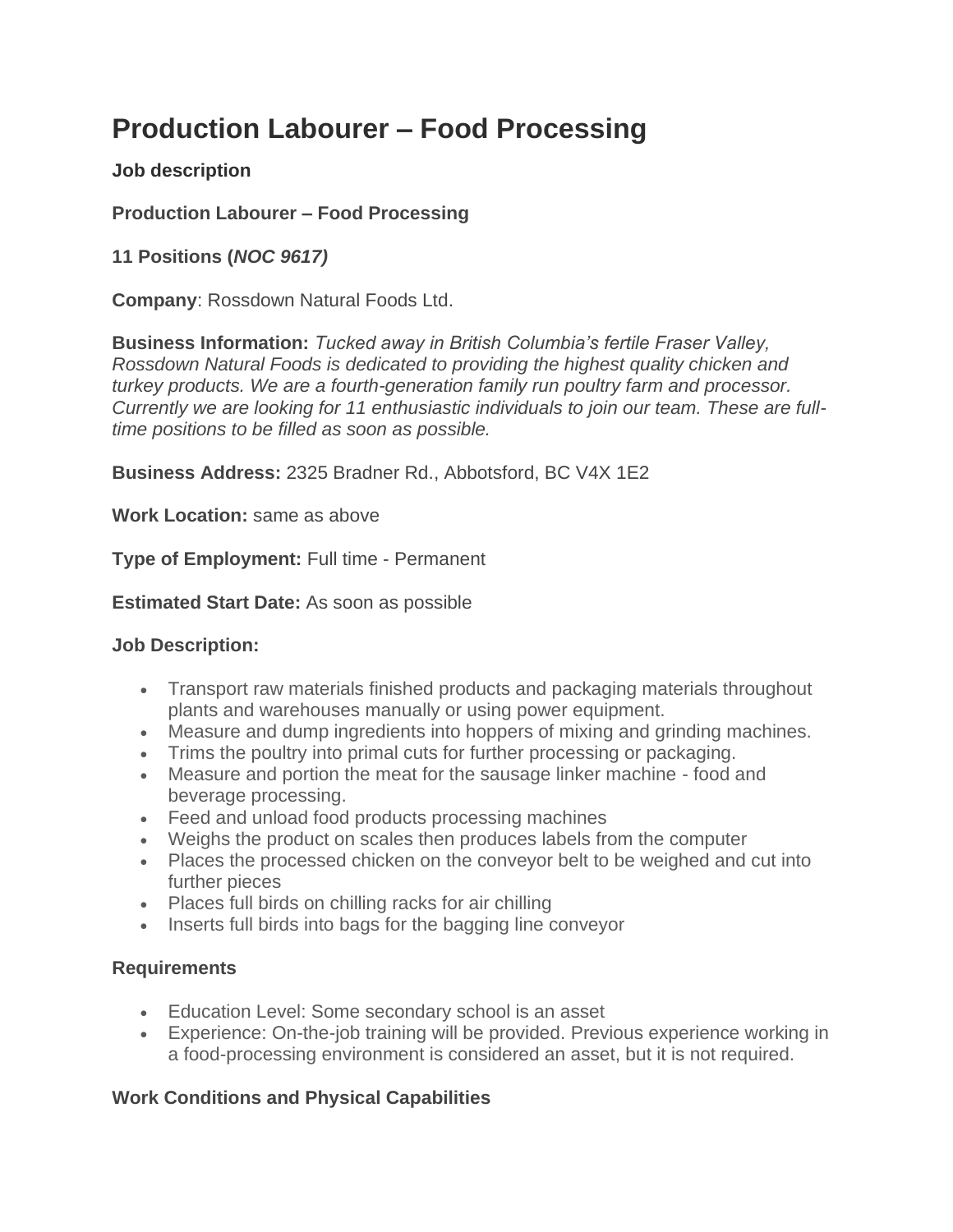# Production Labourer – Food Processing

**Job description**

**Production Labourer – Food Processing**

**11 Positions (*NOC 9617)***

**Company**: Rossdown Natural Foods Ltd.

**Business Information:** *Tucked away in British Columbia's fertile Fraser Valley, Rossdown Natural Foods is dedicated to providing the highest quality chicken and turkey products. We are a fourth-generation family run poultry farm and processor. Currently we are looking for 11 enthusiastic individuals to join our team. These are full-time positions to be filled as soon as possible.*

**Business Address:** 2325 Bradner Rd., Abbotsford, BC V4X 1E2

**Work Location:** same as above

**Type of Employment:** Full time - Permanent

**Estimated Start Date:** As soon as possible

**Job Description:**

- Transport raw materials finished products and packaging materials throughout plants and warehouses manually or using power equipment.
- Measure and dump ingredients into hoppers of mixing and grinding machines.
- Trims the poultry into primal cuts for further processing or packaging.
- Measure and portion the meat for the sausage linker machine - food and beverage processing.
- Feed and unload food products processing machines
- Weighs the product on scales then produces labels from the computer
- Places the processed chicken on the conveyor belt to be weighed and cut into further pieces
- Places full birds on chilling racks for air chilling
- Inserts full birds into bags for the bagging line conveyor

**Requirements**

- Education Level: Some secondary school is an asset
- Experience: On-the-job training will be provided. Previous experience working in a food-processing environment is considered an asset, but it is not required.

**Work Conditions and Physical Capabilities**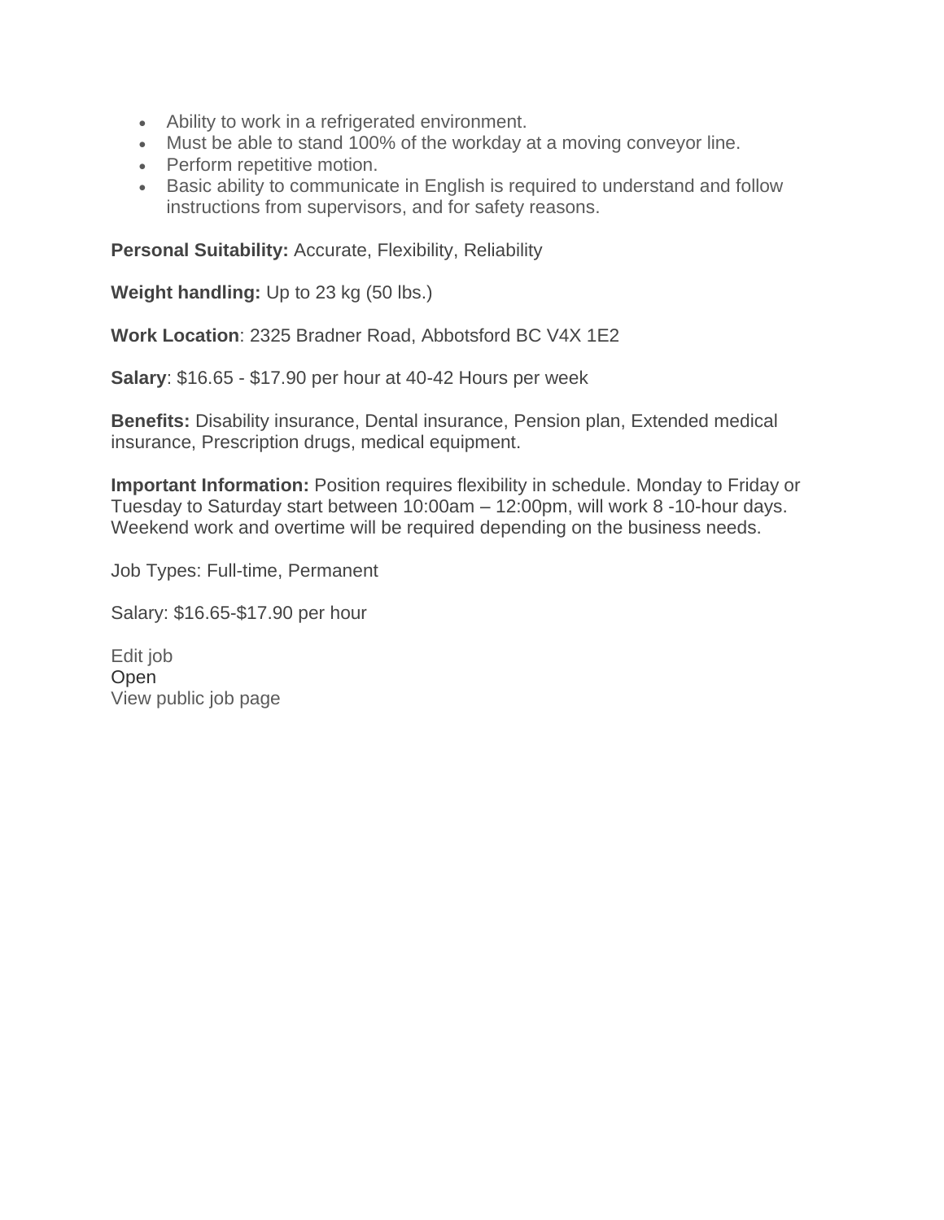- Ability to work in a refrigerated environment.
- Must be able to stand 100% of the workday at a moving conveyor line.
- Perform repetitive motion.
- Basic ability to communicate in English is required to understand and follow instructions from supervisors, and for safety reasons.

**Personal Suitability:** Accurate, Flexibility, Reliability

**Weight handling:** Up to 23 kg (50 lbs.)

**Work Location**: 2325 Bradner Road, Abbotsford BC V4X 1E2

**Salary**: $16.65 - $17.90 per hour at 40-42 Hours per week

**Benefits:** Disability insurance, Dental insurance, Pension plan, Extended medical insurance, Prescription drugs, medical equipment.

**Important Information:** Position requires flexibility in schedule. Monday to Friday or Tuesday to Saturday start between 10:00am – 12:00pm, will work 8 -10-hour days. Weekend work and overtime will be required depending on the business needs.

Job Types: Full-time, Permanent

Salary: $16.65-$17.90 per hour

Edit job
Open
View public job page